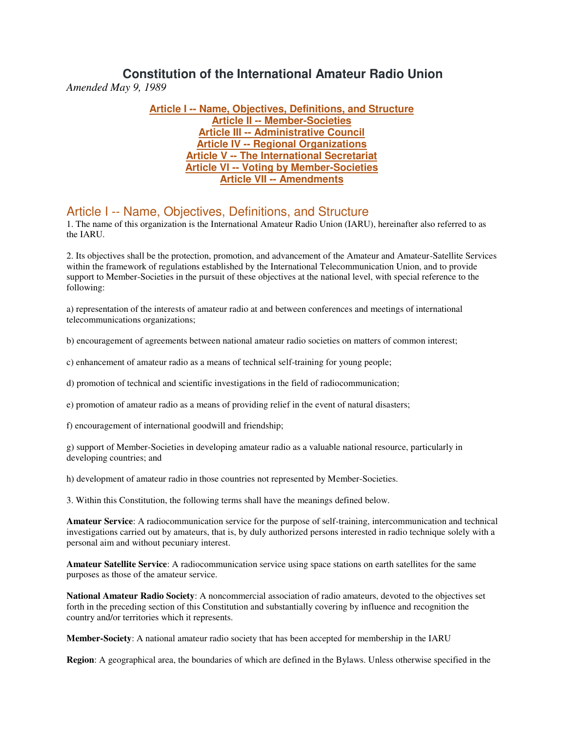# Constitution of the International Amateur Radio Union

*Amended May 9, 1989*

**Article I -- Name, Objectives, Definitions, and Structure**
**Article II -- Member-Societies**
**Article III -- Administrative Council**
**Article IV -- Regional Organizations**
**Article V -- The International Secretariat**
**Article VI -- Voting by Member-Societies**
**Article VII -- Amendments**

## Article I -- Name, Objectives, Definitions, and Structure

1. The name of this organization is the International Amateur Radio Union (IARU), hereinafter also referred to as the IARU.

2. Its objectives shall be the protection, promotion, and advancement of the Amateur and Amateur-Satellite Services within the framework of regulations established by the International Telecommunication Union, and to provide support to Member-Societies in the pursuit of these objectives at the national level, with special reference to the following:

a) representation of the interests of amateur radio at and between conferences and meetings of international telecommunications organizations;

b) encouragement of agreements between national amateur radio societies on matters of common interest;

c) enhancement of amateur radio as a means of technical self-training for young people;

d) promotion of technical and scientific investigations in the field of radiocommunication;

e) promotion of amateur radio as a means of providing relief in the event of natural disasters;

f) encouragement of international goodwill and friendship;

g) support of Member-Societies in developing amateur radio as a valuable national resource, particularly in developing countries; and

h) development of amateur radio in those countries not represented by Member-Societies.

3. Within this Constitution, the following terms shall have the meanings defined below.

**Amateur Service**: A radiocommunication service for the purpose of self-training, intercommunication and technical investigations carried out by amateurs, that is, by duly authorized persons interested in radio technique solely with a personal aim and without pecuniary interest.

**Amateur Satellite Service**: A radiocommunication service using space stations on earth satellites for the same purposes as those of the amateur service.

**National Amateur Radio Society**: A noncommercial association of radio amateurs, devoted to the objectives set forth in the preceding section of this Constitution and substantially covering by influence and recognition the country and/or territories which it represents.

**Member-Society**: A national amateur radio society that has been accepted for membership in the IARU

**Region**: A geographical area, the boundaries of which are defined in the Bylaws. Unless otherwise specified in the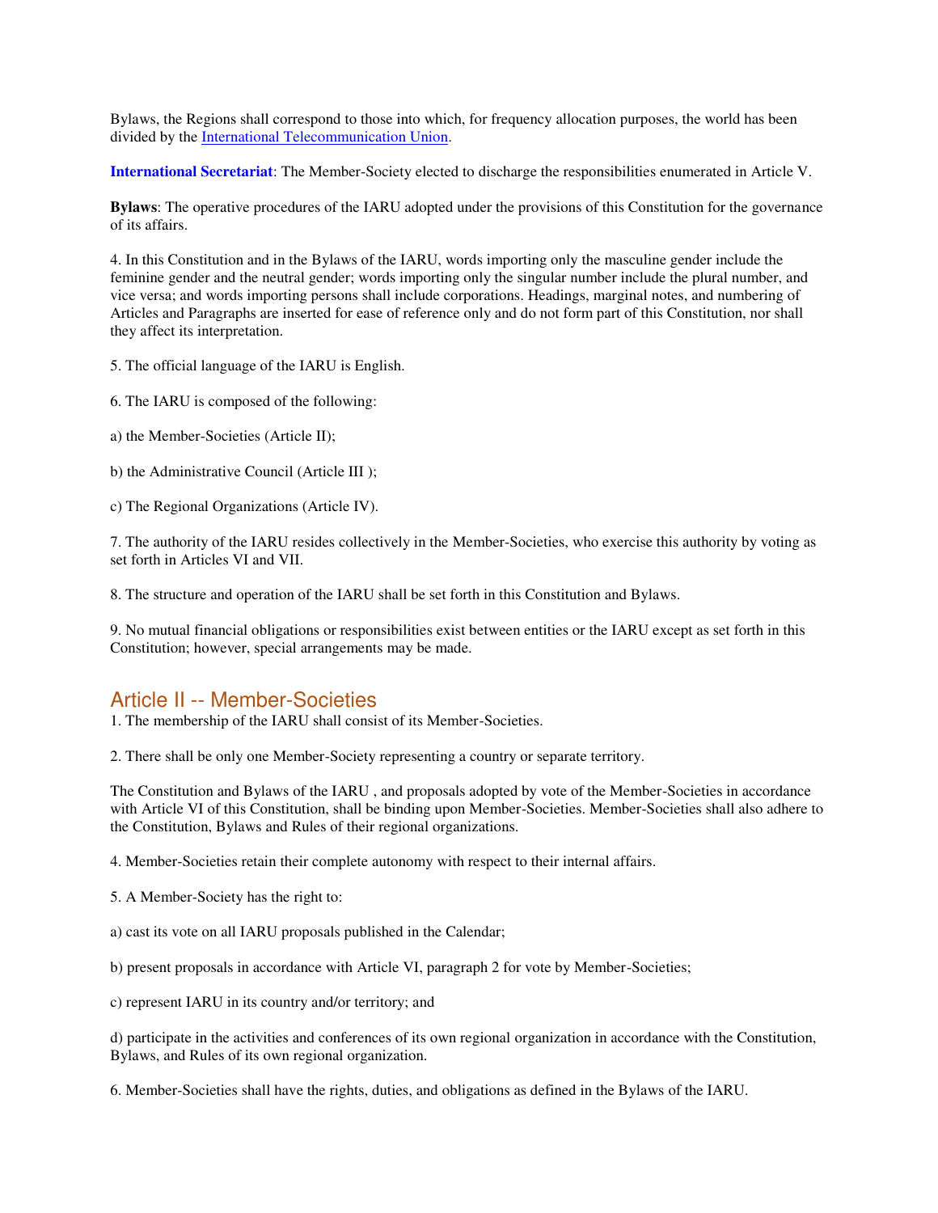Bylaws, the Regions shall correspond to those into which, for frequency allocation purposes, the world has been divided by the International Telecommunication Union.

**International Secretariat**: The Member-Society elected to discharge the responsibilities enumerated in Article V.

**Bylaws**: The operative procedures of the IARU adopted under the provisions of this Constitution for the governance of its affairs.

4. In this Constitution and in the Bylaws of the IARU, words importing only the masculine gender include the feminine gender and the neutral gender; words importing only the singular number include the plural number, and vice versa; and words importing persons shall include corporations. Headings, marginal notes, and numbering of Articles and Paragraphs are inserted for ease of reference only and do not form part of this Constitution, nor shall they affect its interpretation.

5. The official language of the IARU is English.

6. The IARU is composed of the following:

a) the Member-Societies (Article II);

b) the Administrative Council (Article III );

c) The Regional Organizations (Article IV).

7. The authority of the IARU resides collectively in the Member-Societies, who exercise this authority by voting as set forth in Articles VI and VII.

8. The structure and operation of the IARU shall be set forth in this Constitution and Bylaws.

9. No mutual financial obligations or responsibilities exist between entities or the IARU except as set forth in this Constitution; however, special arrangements may be made.

## Article II -- Member-Societies

1. The membership of the IARU shall consist of its Member-Societies.

2. There shall be only one Member-Society representing a country or separate territory.

The Constitution and Bylaws of the IARU , and proposals adopted by vote of the Member-Societies in accordance with Article VI of this Constitution, shall be binding upon Member-Societies. Member-Societies shall also adhere to the Constitution, Bylaws and Rules of their regional organizations.

4. Member-Societies retain their complete autonomy with respect to their internal affairs.

5. A Member-Society has the right to:

a) cast its vote on all IARU proposals published in the Calendar;

b) present proposals in accordance with Article VI, paragraph 2 for vote by Member-Societies;

c) represent IARU in its country and/or territory; and

d) participate in the activities and conferences of its own regional organization in accordance with the Constitution, Bylaws, and Rules of its own regional organization.

6. Member-Societies shall have the rights, duties, and obligations as defined in the Bylaws of the IARU.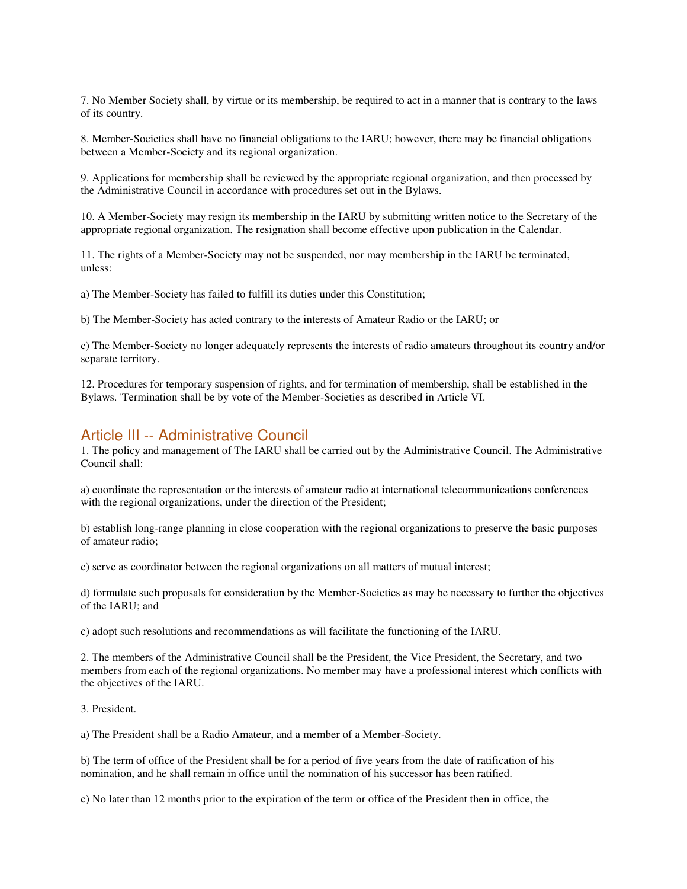7. No Member Society shall, by virtue or its membership, be required to act in a manner that is contrary to the laws of its country.

8. Member-Societies shall have no financial obligations to the IARU; however, there may be financial obligations between a Member-Society and its regional organization.

9. Applications for membership shall be reviewed by the appropriate regional organization, and then processed by the Administrative Council in accordance with procedures set out in the Bylaws.

10. A Member-Society may resign its membership in the IARU by submitting written notice to the Secretary of the appropriate regional organization. The resignation shall become effective upon publication in the Calendar.

11. The rights of a Member-Society may not be suspended, nor may membership in the IARU be terminated, unless:

a) The Member-Society has failed to fulfill its duties under this Constitution;

b) The Member-Society has acted contrary to the interests of Amateur Radio or the IARU; or

c) The Member-Society no longer adequately represents the interests of radio amateurs throughout its country and/or separate territory.

12. Procedures for temporary suspension of rights, and for termination of membership, shall be established in the Bylaws. 'Termination shall be by vote of the Member-Societies as described in Article VI.

## Article III -- Administrative Council

1. The policy and management of The IARU shall be carried out by the Administrative Council. The Administrative Council shall:

a) coordinate the representation or the interests of amateur radio at international telecommunications conferences with the regional organizations, under the direction of the President;

b) establish long-range planning in close cooperation with the regional organizations to preserve the basic purposes of amateur radio;

c) serve as coordinator between the regional organizations on all matters of mutual interest;

d) formulate such proposals for consideration by the Member-Societies as may be necessary to further the objectives of the IARU; and

c) adopt such resolutions and recommendations as will facilitate the functioning of the IARU.

2. The members of the Administrative Council shall be the President, the Vice President, the Secretary, and two members from each of the regional organizations. No member may have a professional interest which conflicts with the objectives of the IARU.

3. President.

a) The President shall be a Radio Amateur, and a member of a Member-Society.

b) The term of office of the President shall be for a period of five years from the date of ratification of his nomination, and he shall remain in office until the nomination of his successor has been ratified.

c) No later than 12 months prior to the expiration of the term or office of the President then in office, the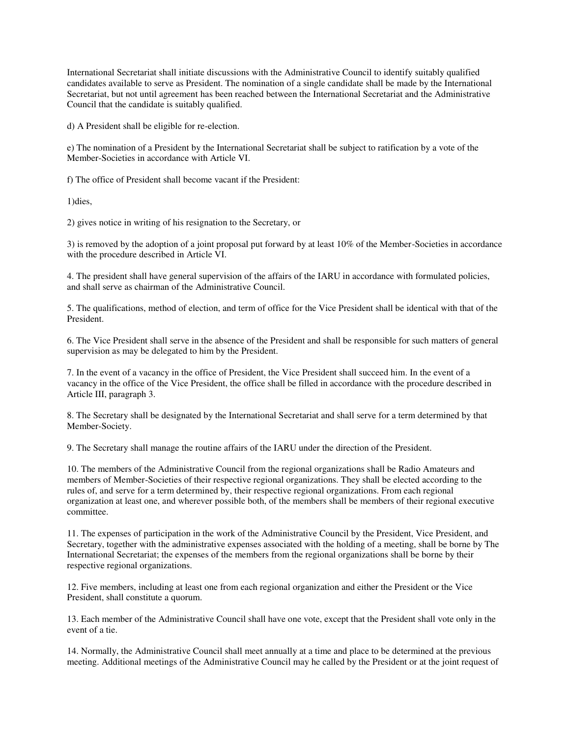International Secretariat shall initiate discussions with the Administrative Council to identify suitably qualified candidates available to serve as President. The nomination of a single candidate shall be made by the International Secretariat, but not until agreement has been reached between the International Secretariat and the Administrative Council that the candidate is suitably qualified.

d) A President shall be eligible for re-election.

e) The nomination of a President by the International Secretariat shall be subject to ratification by a vote of the Member-Societies in accordance with Article VI.

f) The office of President shall become vacant if the President:

1)dies,

2) gives notice in writing of his resignation to the Secretary, or

3) is removed by the adoption of a joint proposal put forward by at least 10% of the Member-Societies in accordance with the procedure described in Article VI.

4. The president shall have general supervision of the affairs of the IARU in accordance with formulated policies, and shall serve as chairman of the Administrative Council.

5. The qualifications, method of election, and term of office for the Vice President shall be identical with that of the President.

6. The Vice President shall serve in the absence of the President and shall be responsible for such matters of general supervision as may be delegated to him by the President.

7. In the event of a vacancy in the office of President, the Vice President shall succeed him. In the event of a vacancy in the office of the Vice President, the office shall be filled in accordance with the procedure described in Article III, paragraph 3.

8. The Secretary shall be designated by the International Secretariat and shall serve for a term determined by that Member-Society.

9. The Secretary shall manage the routine affairs of the IARU under the direction of the President.

10. The members of the Administrative Council from the regional organizations shall be Radio Amateurs and members of Member-Societies of their respective regional organizations. They shall be elected according to the rules of, and serve for a term determined by, their respective regional organizations. From each regional organization at least one, and wherever possible both, of the members shall be members of their regional executive committee.

11. The expenses of participation in the work of the Administrative Council by the President, Vice President, and Secretary, together with the administrative expenses associated with the holding of a meeting, shall be borne by The International Secretariat; the expenses of the members from the regional organizations shall be borne by their respective regional organizations.

12. Five members, including at least one from each regional organization and either the President or the Vice President, shall constitute a quorum.

13. Each member of the Administrative Council shall have one vote, except that the President shall vote only in the event of a tie.

14. Normally, the Administrative Council shall meet annually at a time and place to be determined at the previous meeting. Additional meetings of the Administrative Council may he called by the President or at the joint request of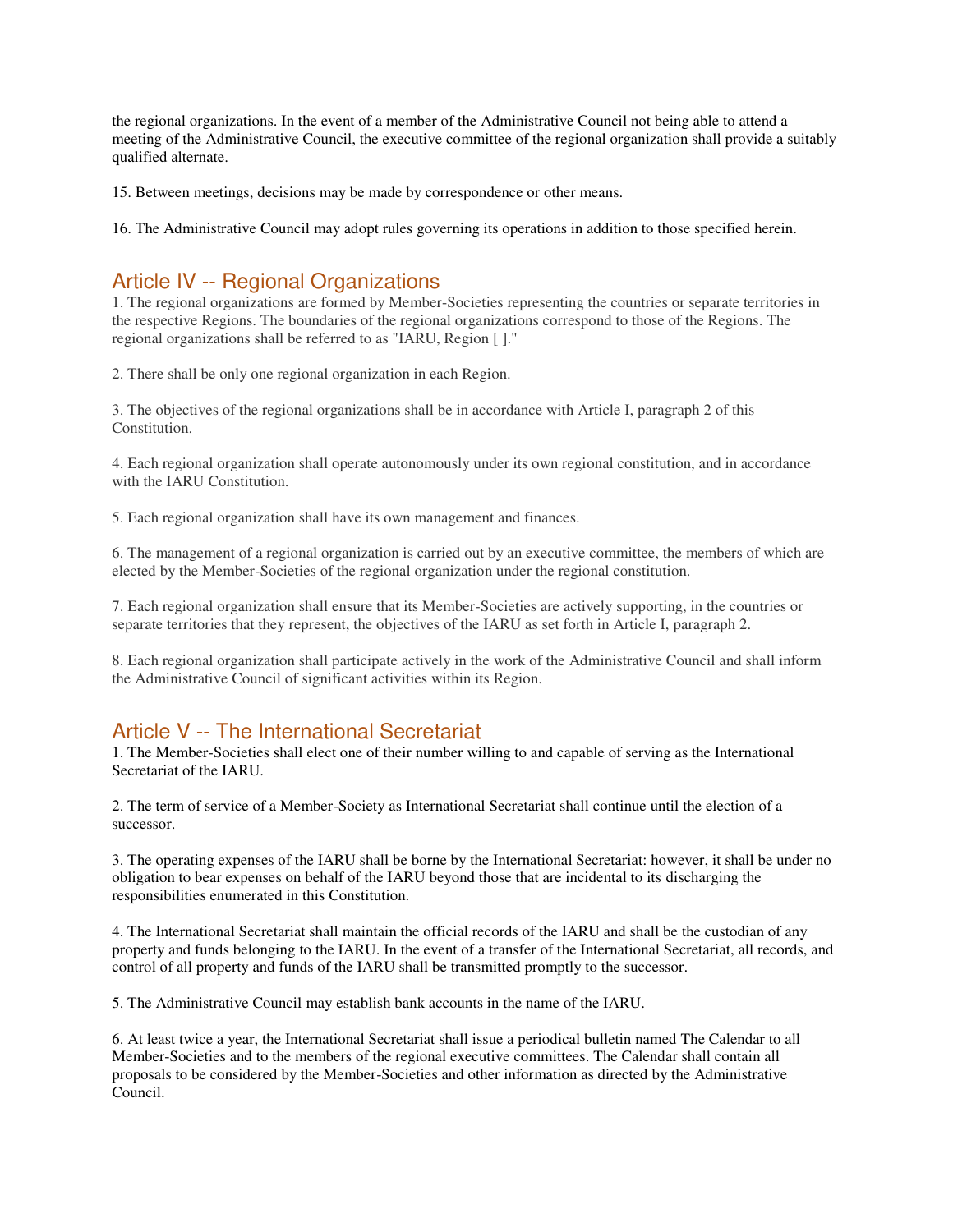the regional organizations. In the event of a member of the Administrative Council not being able to attend a meeting of the Administrative Council, the executive committee of the regional organization shall provide a suitably qualified alternate.

15. Between meetings, decisions may be made by correspondence or other means.

16. The Administrative Council may adopt rules governing its operations in addition to those specified herein.

## Article IV -- Regional Organizations

1. The regional organizations are formed by Member-Societies representing the countries or separate territories in the respective Regions. The boundaries of the regional organizations correspond to those of the Regions. The regional organizations shall be referred to as "IARU, Region [ ]."

2. There shall be only one regional organization in each Region.

3. The objectives of the regional organizations shall be in accordance with Article I, paragraph 2 of this Constitution.

4. Each regional organization shall operate autonomously under its own regional constitution, and in accordance with the IARU Constitution.

5. Each regional organization shall have its own management and finances.

6. The management of a regional organization is carried out by an executive committee, the members of which are elected by the Member-Societies of the regional organization under the regional constitution.

7. Each regional organization shall ensure that its Member-Societies are actively supporting, in the countries or separate territories that they represent, the objectives of the IARU as set forth in Article I, paragraph 2.

8. Each regional organization shall participate actively in the work of the Administrative Council and shall inform the Administrative Council of significant activities within its Region.

## Article V -- The International Secretariat

1. The Member-Societies shall elect one of their number willing to and capable of serving as the International Secretariat of the IARU.

2. The term of service of a Member-Society as International Secretariat shall continue until the election of a successor.

3. The operating expenses of the IARU shall be borne by the International Secretariat: however, it shall be under no obligation to bear expenses on behalf of the IARU beyond those that are incidental to its discharging the responsibilities enumerated in this Constitution.

4. The International Secretariat shall maintain the official records of the IARU and shall be the custodian of any property and funds belonging to the IARU. In the event of a transfer of the International Secretariat, all records, and control of all property and funds of the IARU shall be transmitted promptly to the successor.

5. The Administrative Council may establish bank accounts in the name of the IARU.

6. At least twice a year, the International Secretariat shall issue a periodical bulletin named The Calendar to all Member-Societies and to the members of the regional executive committees. The Calendar shall contain all proposals to be considered by the Member-Societies and other information as directed by the Administrative Council.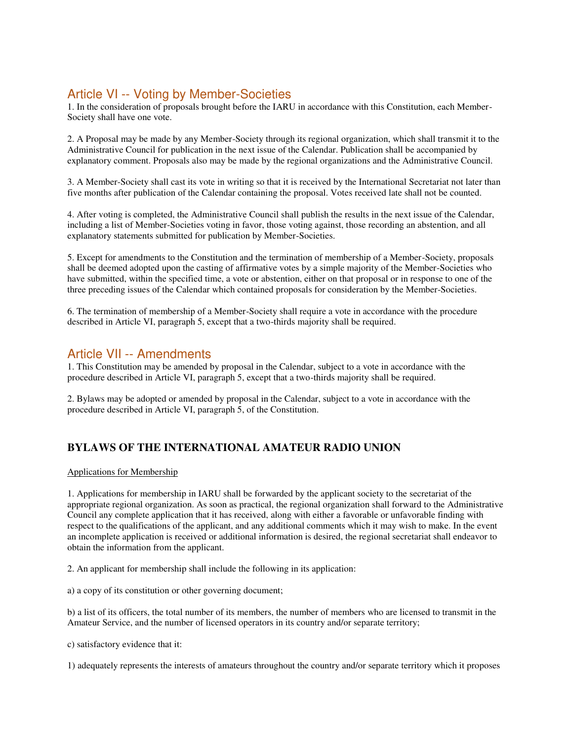## Article VI -- Voting by Member-Societies

1. In the consideration of proposals brought before the IARU in accordance with this Constitution, each Member-Society shall have one vote.

2. A Proposal may be made by any Member-Society through its regional organization, which shall transmit it to the Administrative Council for publication in the next issue of the Calendar. Publication shall be accompanied by explanatory comment. Proposals also may be made by the regional organizations and the Administrative Council.

3. A Member-Society shall cast its vote in writing so that it is received by the International Secretariat not later than five months after publication of the Calendar containing the proposal. Votes received late shall not be counted.

4. After voting is completed, the Administrative Council shall publish the results in the next issue of the Calendar, including a list of Member-Societies voting in favor, those voting against, those recording an abstention, and all explanatory statements submitted for publication by Member-Societies.

5. Except for amendments to the Constitution and the termination of membership of a Member-Society, proposals shall be deemed adopted upon the casting of affirmative votes by a simple majority of the Member-Societies who have submitted, within the specified time, a vote or abstention, either on that proposal or in response to one of the three preceding issues of the Calendar which contained proposals for consideration by the Member-Societies.

6. The termination of membership of a Member-Society shall require a vote in accordance with the procedure described in Article VI, paragraph 5, except that a two-thirds majority shall be required.

## Article VII -- Amendments

1. This Constitution may be amended by proposal in the Calendar, subject to a vote in accordance with the procedure described in Article VI, paragraph 5, except that a two-thirds majority shall be required.

2. Bylaws may be adopted or amended by proposal in the Calendar, subject to a vote in accordance with the procedure described in Article VI, paragraph 5, of the Constitution.

# BYLAWS OF THE INTERNATIONAL AMATEUR RADIO UNION

Applications for Membership

1. Applications for membership in IARU shall be forwarded by the applicant society to the secretariat of the appropriate regional organization. As soon as practical, the regional organization shall forward to the Administrative Council any complete application that it has received, along with either a favorable or unfavorable finding with respect to the qualifications of the applicant, and any additional comments which it may wish to make. In the event an incomplete application is received or additional information is desired, the regional secretariat shall endeavor to obtain the information from the applicant.

2. An applicant for membership shall include the following in its application:

a) a copy of its constitution or other governing document;

b) a list of its officers, the total number of its members, the number of members who are licensed to transmit in the Amateur Service, and the number of licensed operators in its country and/or separate territory;

c) satisfactory evidence that it:

1) adequately represents the interests of amateurs throughout the country and/or separate territory which it proposes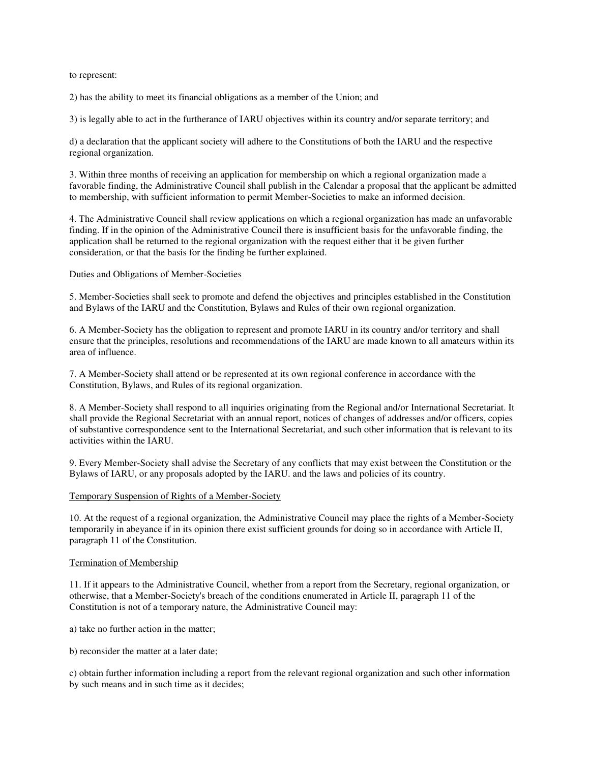to represent:

2) has the ability to meet its financial obligations as a member of the Union; and

3) is legally able to act in the furtherance of IARU objectives within its country and/or separate territory; and

d) a declaration that the applicant society will adhere to the Constitutions of both the IARU and the respective regional organization.

3. Within three months of receiving an application for membership on which a regional organization made a favorable finding, the Administrative Council shall publish in the Calendar a proposal that the applicant be admitted to membership, with sufficient information to permit Member-Societies to make an informed decision.

4. The Administrative Council shall review applications on which a regional organization has made an unfavorable finding. If in the opinion of the Administrative Council there is insufficient basis for the unfavorable finding, the application shall be returned to the regional organization with the request either that it be given further consideration, or that the basis for the finding be further explained.

Duties and Obligations of Member-Societies

5. Member-Societies shall seek to promote and defend the objectives and principles established in the Constitution and Bylaws of the IARU and the Constitution, Bylaws and Rules of their own regional organization.

6. A Member-Society has the obligation to represent and promote IARU in its country and/or territory and shall ensure that the principles, resolutions and recommendations of the IARU are made known to all amateurs within its area of influence.

7. A Member-Society shall attend or be represented at its own regional conference in accordance with the Constitution, Bylaws, and Rules of its regional organization.

8. A Member-Society shall respond to all inquiries originating from the Regional and/or International Secretariat. It shall provide the Regional Secretariat with an annual report, notices of changes of addresses and/or officers, copies of substantive correspondence sent to the International Secretariat, and such other information that is relevant to its activities within the IARU.

9. Every Member-Society shall advise the Secretary of any conflicts that may exist between the Constitution or the Bylaws of IARU, or any proposals adopted by the IARU. and the laws and policies of its country.

Temporary Suspension of Rights of a Member-Society

10. At the request of a regional organization, the Administrative Council may place the rights of a Member-Society temporarily in abeyance if in its opinion there exist sufficient grounds for doing so in accordance with Article II, paragraph 11 of the Constitution.

Termination of Membership

11. If it appears to the Administrative Council, whether from a report from the Secretary, regional organization, or otherwise, that a Member-Society's breach of the conditions enumerated in Article II, paragraph 11 of the Constitution is not of a temporary nature, the Administrative Council may:

a) take no further action in the matter;

b) reconsider the matter at a later date;

c) obtain further information including a report from the relevant regional organization and such other information by such means and in such time as it decides;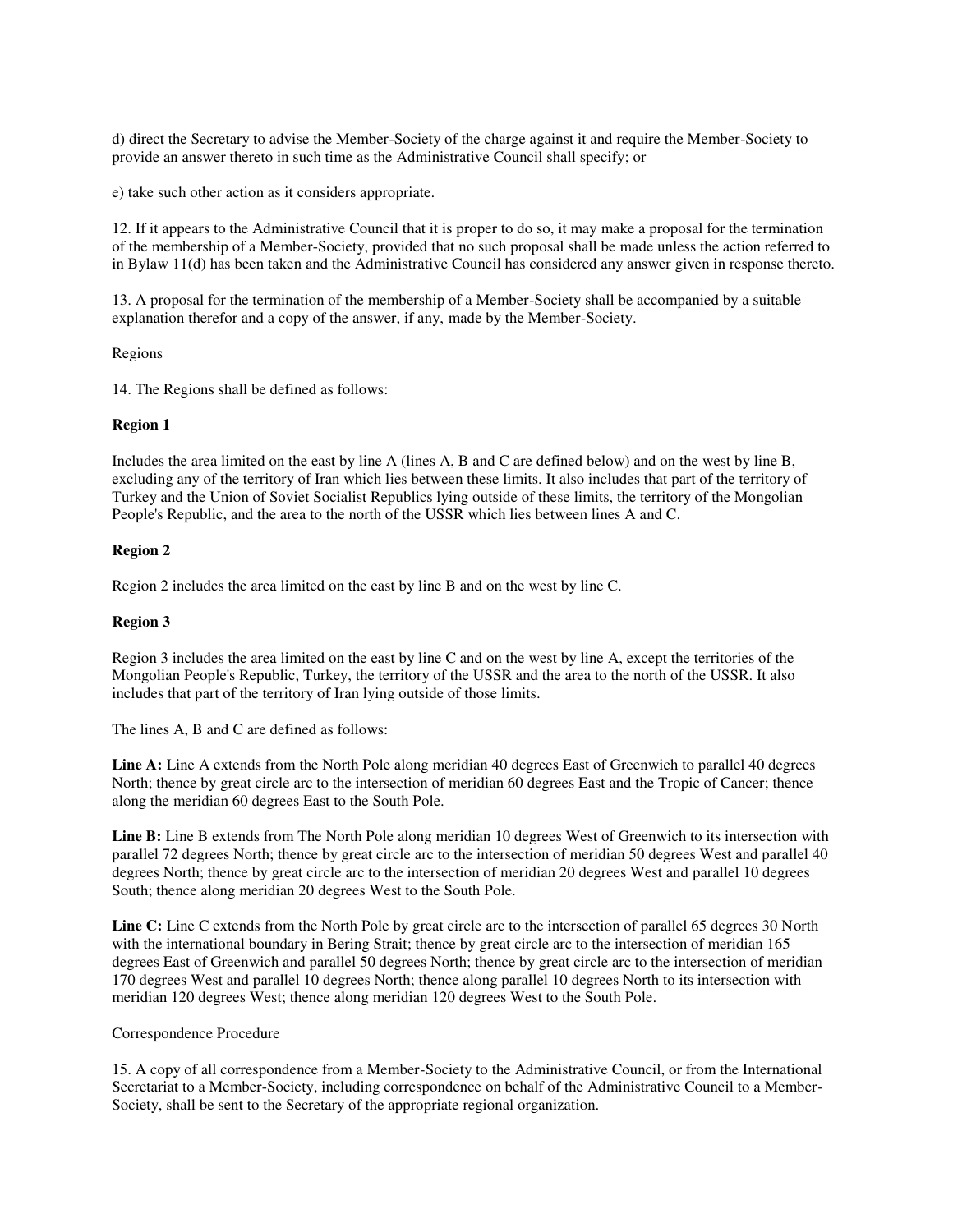d) direct the Secretary to advise the Member-Society of the charge against it and require the Member-Society to provide an answer thereto in such time as the Administrative Council shall specify; or

e) take such other action as it considers appropriate.

12. If it appears to the Administrative Council that it is proper to do so, it may make a proposal for the termination of the membership of a Member-Society, provided that no such proposal shall be made unless the action referred to in Bylaw 11(d) has been taken and the Administrative Council has considered any answer given in response thereto.

13. A proposal for the termination of the membership of a Member-Society shall be accompanied by a suitable explanation therefor and a copy of the answer, if any, made by the Member-Society.

<u>Regions</u>

14. The Regions shall be defined as follows:

**Region 1**

Includes the area limited on the east by line A (lines A, B and C are defined below) and on the west by line B, excluding any of the territory of Iran which lies between these limits. It also includes that part of the territory of Turkey and the Union of Soviet Socialist Republics lying outside of these limits, the territory of the Mongolian People's Republic, and the area to the north of the USSR which lies between lines A and C.

**Region 2**

Region 2 includes the area limited on the east by line B and on the west by line C.

**Region 3**

Region 3 includes the area limited on the east by line C and on the west by line A, except the territories of the Mongolian People's Republic, Turkey, the territory of the USSR and the area to the north of the USSR. It also includes that part of the territory of Iran lying outside of those limits.

The lines A, B and C are defined as follows:

**Line A:** Line A extends from the North Pole along meridian 40 degrees East of Greenwich to parallel 40 degrees North; thence by great circle arc to the intersection of meridian 60 degrees East and the Tropic of Cancer; thence along the meridian 60 degrees East to the South Pole.

**Line B:** Line B extends from The North Pole along meridian 10 degrees West of Greenwich to its intersection with parallel 72 degrees North; thence by great circle arc to the intersection of meridian 50 degrees West and parallel 40 degrees North; thence by great circle arc to the intersection of meridian 20 degrees West and parallel 10 degrees South; thence along meridian 20 degrees West to the South Pole.

**Line C:** Line C extends from the North Pole by great circle arc to the intersection of parallel 65 degrees 30 North with the international boundary in Bering Strait; thence by great circle arc to the intersection of meridian 165 degrees East of Greenwich and parallel 50 degrees North; thence by great circle arc to the intersection of meridian 170 degrees West and parallel 10 degrees North; thence along parallel 10 degrees North to its intersection with meridian 120 degrees West; thence along meridian 120 degrees West to the South Pole.

<u>Correspondence Procedure</u>

15. A copy of all correspondence from a Member-Society to the Administrative Council, or from the International Secretariat to a Member-Society, including correspondence on behalf of the Administrative Council to a Member-Society, shall be sent to the Secretary of the appropriate regional organization.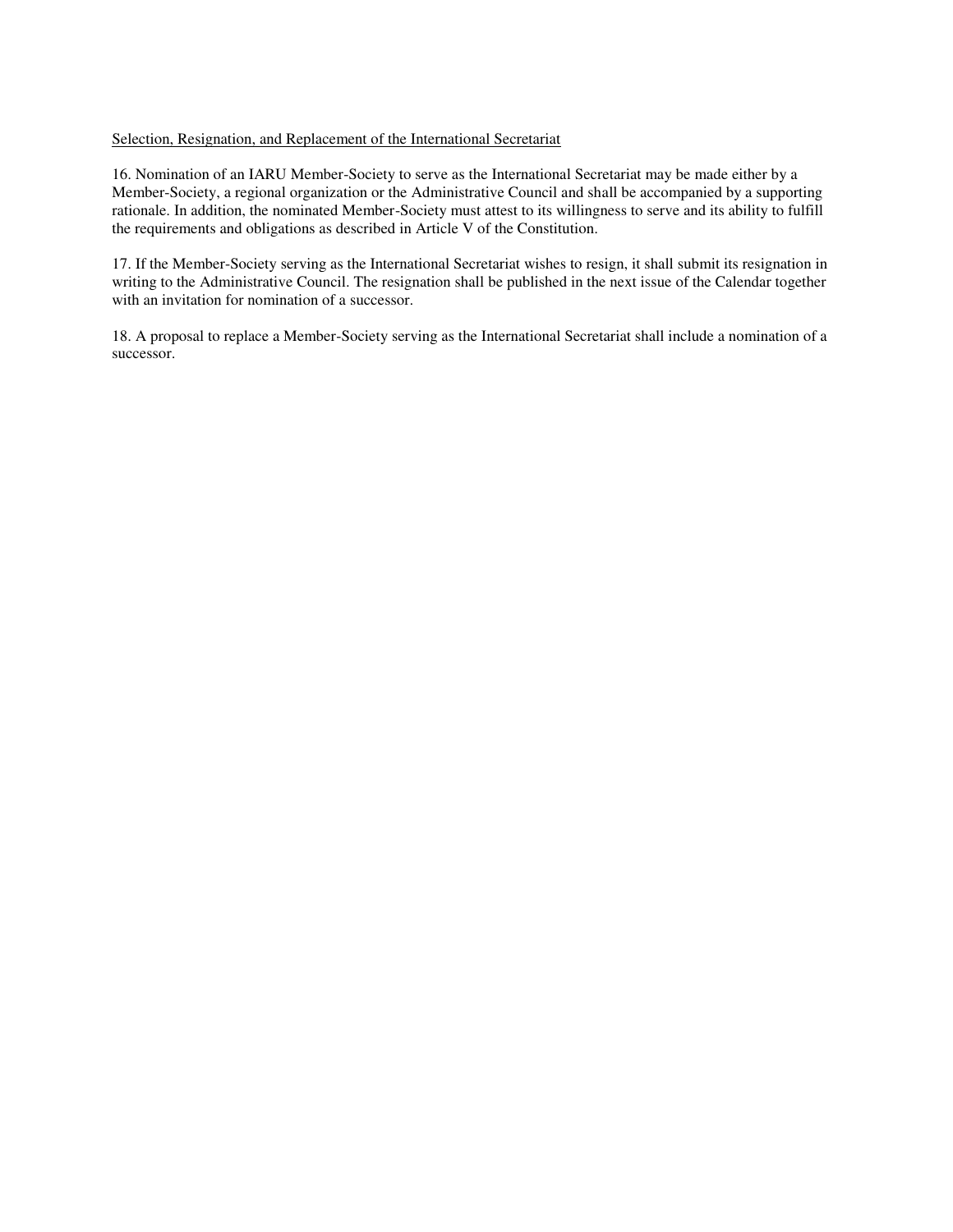Selection, Resignation, and Replacement of the International Secretariat

16. Nomination of an IARU Member-Society to serve as the International Secretariat may be made either by a Member-Society, a regional organization or the Administrative Council and shall be accompanied by a supporting rationale. In addition, the nominated Member-Society must attest to its willingness to serve and its ability to fulfill the requirements and obligations as described in Article V of the Constitution.

17. If the Member-Society serving as the International Secretariat wishes to resign, it shall submit its resignation in writing to the Administrative Council. The resignation shall be published in the next issue of the Calendar together with an invitation for nomination of a successor.

18. A proposal to replace a Member-Society serving as the International Secretariat shall include a nomination of a successor.